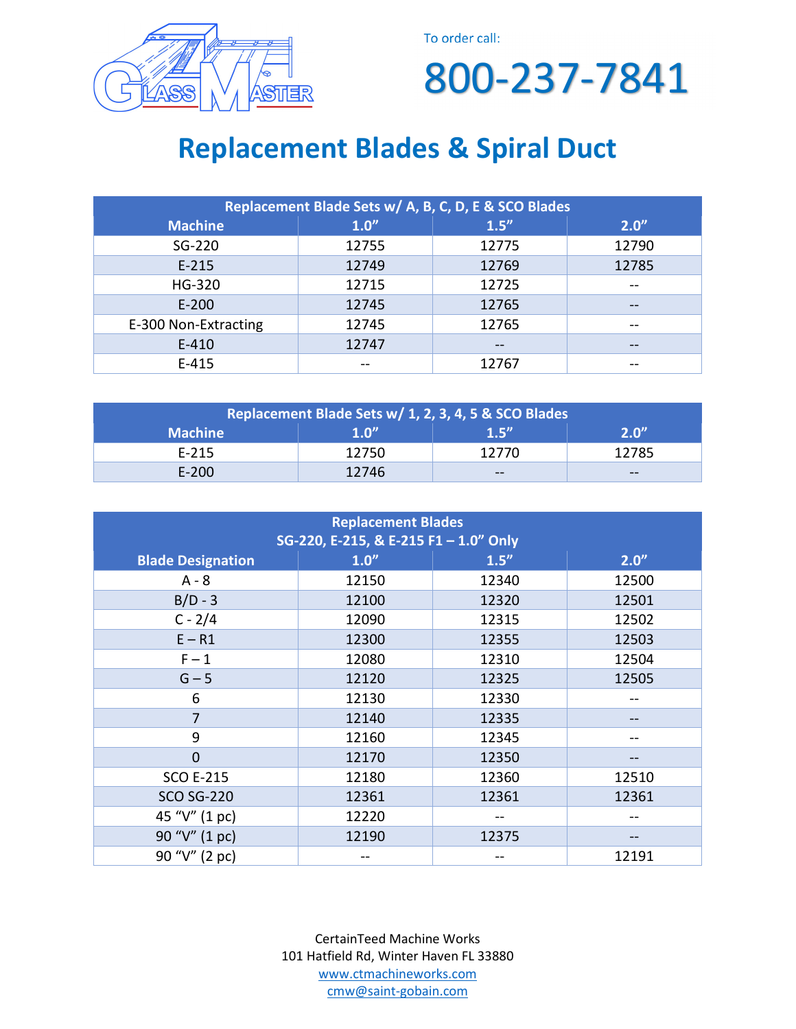GLASS MASTER

To order call:

# 800-237-7841

## Replacement Blades & Spiral Duct

| Replacement Blade Sets w/ A, B, C, D, E & SCO Blades | | | |
|---|---|---|---|
| **Machine** | **1.0”** | **1.5”** | **2.0”** |
| SG-220 | 12755 | 12775 | 12790 |
| E-215 | 12749 | 12769 | 12785 |
| HG-320 | 12715 | 12725 | -- |
| E-200 | 12745 | 12765 | -- |
| E-300 Non-Extracting | 12745 | 12765 | -- |
| E-410 | 12747 | -- | -- |
| E-415 | -- | 12767 | -- |

| Replacement Blade Sets w/ 1, 2, 3, 4, 5 & SCO Blades | | | |
|---|---|---|---|
| **Machine** | **1.0”** | **1.5”** | **2.0”** |
| E-215 | 12750 | 12770 | 12785 |
| E-200 | 12746 | -- | -- |

| Replacement Blades SG-220, E-215, & E-215 F1 – 1.0” Only | | | |
|---|---|---|---|
| **Blade Designation** | **1.0”** | **1.5”** | **2.0”** |
| A - 8 | 12150 | 12340 | 12500 |
| B/D - 3 | 12100 | 12320 | 12501 |
| C - 2/4 | 12090 | 12315 | 12502 |
| E – R1 | 12300 | 12355 | 12503 |
| F – 1 | 12080 | 12310 | 12504 |
| G – 5 | 12120 | 12325 | 12505 |
| 6 | 12130 | 12330 | -- |
| 7 | 12140 | 12335 | -- |
| 9 | 12160 | 12345 | -- |
| 0 | 12170 | 12350 | -- |
| SCO E-215 | 12180 | 12360 | 12510 |
| SCO SG-220 | 12361 | 12361 | 12361 |
| 45 “V” (1 pc) | 12220 | -- | -- |
| 90 “V” (1 pc) | 12190 | 12375 | -- |
| 90 “V” (2 pc) | -- | -- | 12191 |

CertainTeed Machine Works
101 Hatfield Rd, Winter Haven FL 33880
www.ctmachineworks.com
cmw@saint-gobain.com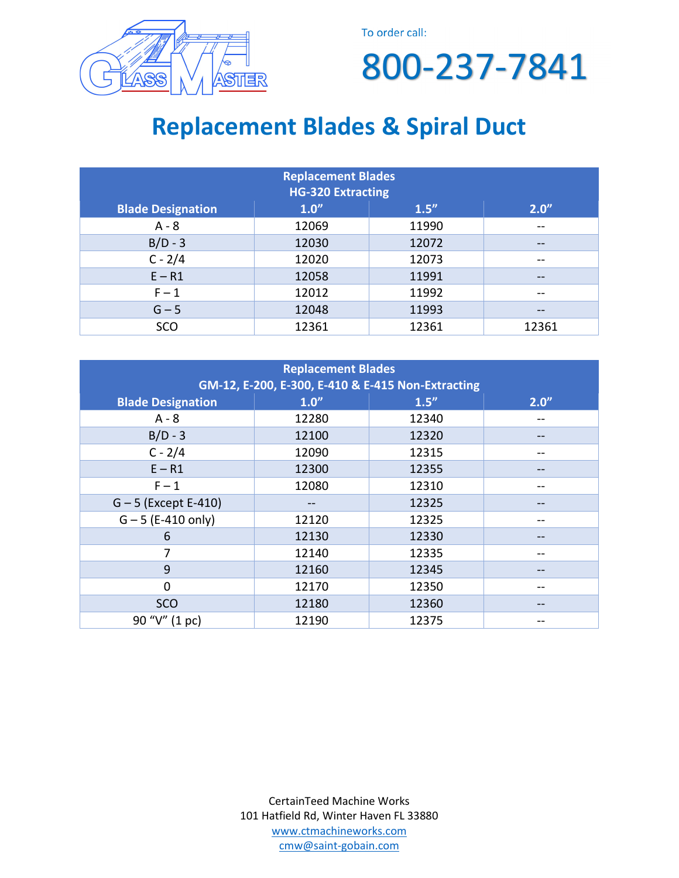To order call:

# 800-237-7841

## Replacement Blades & Spiral Duct

| Replacement Blades HG-320 Extracting | | | |
|---|---|---|---|
| **Blade Designation** | **1.0"** | **1.5"** | **2.0"** |
| A - 8 | 12069 | 11990 | -- |
| B/D - 3 | 12030 | 12072 | -- |
| C - 2/4 | 12020 | 12073 | -- |
| E – R1 | 12058 | 11991 | -- |
| F – 1 | 12012 | 11992 | -- |
| G – 5 | 12048 | 11993 | -- |
| SCO | 12361 | 12361 | 12361 |

| Replacement Blades GM-12, E-200, E-300, E-410 & E-415 Non-Extracting | | | |
|---|---|---|---|
| **Blade Designation** | **1.0"** | **1.5"** | **2.0"** |
| A - 8 | 12280 | 12340 | -- |
| B/D - 3 | 12100 | 12320 | -- |
| C - 2/4 | 12090 | 12315 | -- |
| E – R1 | 12300 | 12355 | -- |
| F – 1 | 12080 | 12310 | -- |
| G – 5 (Except E-410) | -- | 12325 | -- |
| G – 5 (E-410 only) | 12120 | 12325 | -- |
| 6 | 12130 | 12330 | -- |
| 7 | 12140 | 12335 | -- |
| 9 | 12160 | 12345 | -- |
| 0 | 12170 | 12350 | -- |
| SCO | 12180 | 12360 | -- |
| 90 "V" (1 pc) | 12190 | 12375 | -- |

CertainTeed Machine Works
101 Hatfield Rd, Winter Haven FL 33880
www.ctmachineworks.com
cmw@saint-gobain.com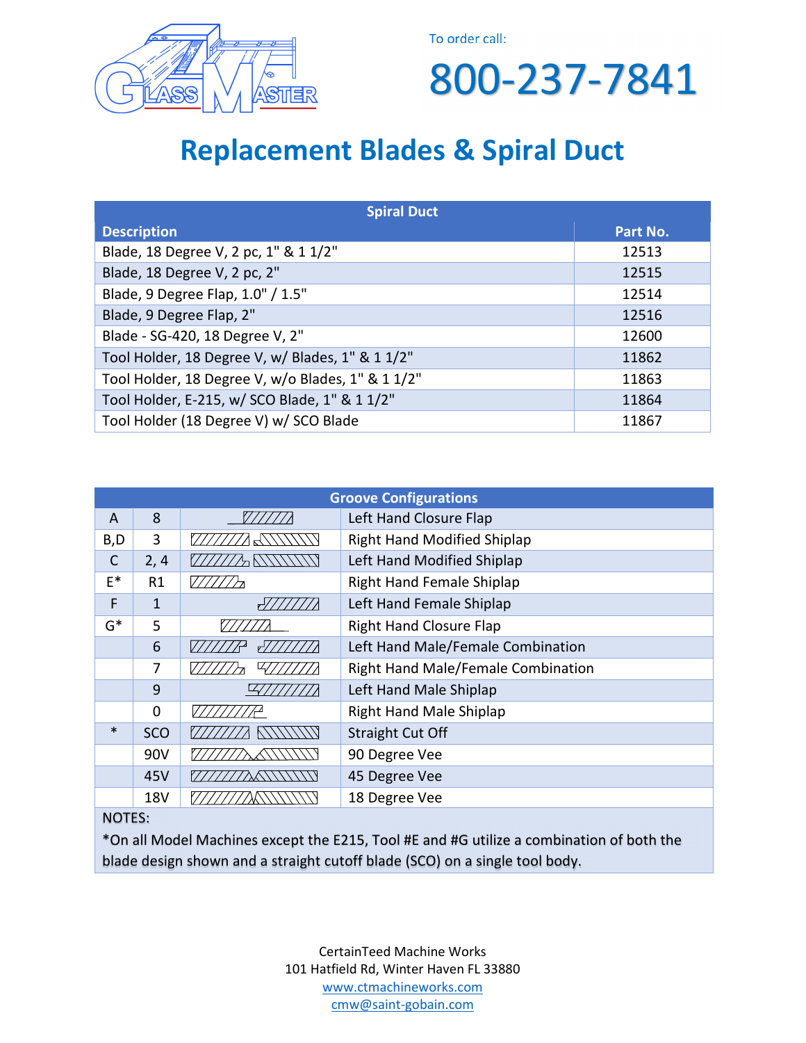To order call:

**800-237-7841**

# Replacement Blades & Spiral Duct

| Spiral Duct | |
|---|---|
| **Description** | **Part No.** |
| Blade, 18 Degree V, 2 pc, 1" & 1 1/2" | 12513 |
| Blade, 18 Degree V, 2 pc, 2" | 12515 |
| Blade, 9 Degree Flap, 1.0" / 1.5" | 12514 |
| Blade, 9 Degree Flap, 2" | 12516 |
| Blade - SG-420, 18 Degree V, 2" | 12600 |
| Tool Holder, 18 Degree V, w/ Blades, 1" & 1 1/2" | 11862 |
| Tool Holder, 18 Degree V, w/o Blades, 1" & 1 1/2" | 11863 |
| Tool Holder, E-215, w/ SCO Blade, 1" & 1 1/2" | 11864 |
| Tool Holder (18 Degree V) w/ SCO Blade | 11867 |

| Groove Configurations | | | |
|---|---|---|---|
| A | 8 | | Left Hand Closure Flap |
| B,D | 3 | | Right Hand Modified Shiplap |
| C | 2, 4 | | Left Hand Modified Shiplap |
| E* | R1 | | Right Hand Female Shiplap |
| F | 1 | | Left Hand Female Shiplap |
| G* | 5 | | Right Hand Closure Flap |
| | 6 | | Left Hand Male/Female Combination |
| | 7 | | Right Hand Male/Female Combination |
| | 9 | | Left Hand Male Shiplap |
| | 0 | | Right Hand Male Shiplap |
| * | SCO | | Straight Cut Off |
| | 90V | | 90 Degree Vee |
| | 45V | | 45 Degree Vee |
| | 18V | | 18 Degree Vee |

NOTES:

*On all Model Machines except the E215, Tool #E and #G utilize a combination of both the blade design shown and a straight cutoff blade (SCO) on a single tool body.

CertainTeed Machine Works
101 Hatfield Rd, Winter Haven FL 33880
www.ctmachineworks.com
cmw@saint-gobain.com